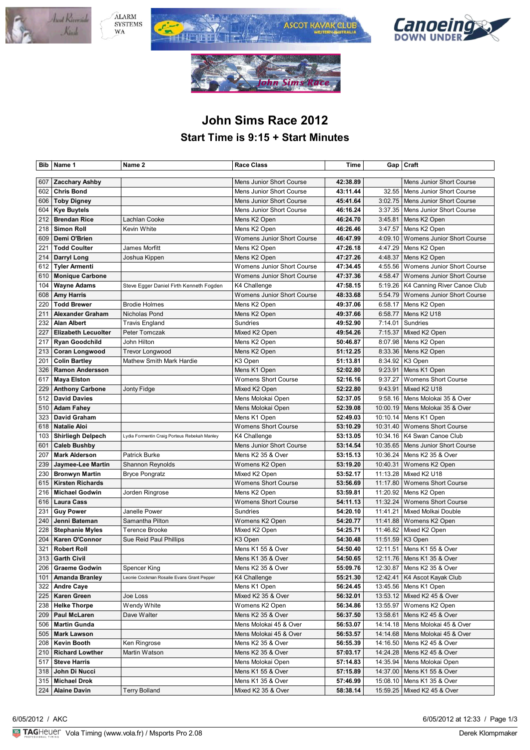# John Sims Race 2012

## Start Time is 9:15 + Start Minutes

| Bib | Name 1 | Name 2 | Race Class | Time | Gap | Craft |
|---|---|---|---|---|---|---|
| 607 | **Zacchary Ashby** | | Mens Junior Short Course | **42:38.89** | | Mens Junior Short Course |
| 602 | **Chris Bond** | | Mens Junior Short Course | **43:11.44** | 32.55 | Mens Junior Short Course |
| 606 | **Toby Digney** | | Mens Junior Short Course | **45:41.64** | 3:02.75 | Mens Junior Short Course |
| 604 | **Kye Buytels** | | Mens Junior Short Course | **46:16.24** | 3:37.35 | Mens Junior Short Course |
| 212 | **Brendan Rice** | Lachlan Cooke | Mens K2 Open | **46:24.70** | 3:45.81 | Mens K2 Open |
| 218 | **Simon Roll** | Kevin White | Mens K2 Open | **46:26.46** | 3:47.57 | Mens K2 Open |
| 609 | **Demi O'Brien** | | Womens Junior Short Course | **46:47.99** | 4:09.10 | Womens Junior Short Course |
| 221 | **Todd Coulter** | James Morfitt | Mens K2 Open | **47:26.18** | 4:47.29 | Mens K2 Open |
| 214 | **Darryl Long** | Joshua Kippen | Mens K2 Open | **47:27.26** | 4:48.37 | Mens K2 Open |
| 612 | **Tyler Armenti** | | Womens Junior Short Course | **47:34.45** | 4:55.56 | Womens Junior Short Course |
| 610 | **Monique Carbone** | | Womens Junior Short Course | **47:37.36** | 4:58.47 | Womens Junior Short Course |
| 104 | **Wayne Adams** | Steve Egger Daniel Firth Kenneth Fogden | K4 Challenge | **47:58.15** | 5:19.26 | K4 Canning River Canoe Club |
| 608 | **Amy Harris** | | Womens Junior Short Course | **48:33.68** | 5:54.79 | Womens Junior Short Course |
| 220 | **Todd Brewer** | Brodie Holmes | Mens K2 Open | **49:37.06** | 6:58.17 | Mens K2 Open |
| 211 | **Alexander Graham** | Nicholas Pond | Mens K2 Open | **49:37.66** | 6:58.77 | Mens K2 U18 |
| 232 | **Alan Albert** | Travis England | Sundries | **49:52.90** | 7:14.01 | Sundries |
| 227 | **Elizabeth Lecoulter** | Peter Tomczak | Mixed K2 Open | **49:54.26** | 7:15.37 | Mixed K2 Open |
| 217 | **Ryan Goodchild** | John Hilton | Mens K2 Open | **50:46.87** | 8:07.98 | Mens K2 Open |
| 213 | **Coran Longwood** | Trevor Longwood | Mens K2 Open | **51:12.25** | 8:33.36 | Mens K2 Open |
| 201 | **Colin Bartley** | Mathew Smith Mark Hardie | K3 Open | **51:13.81** | 8:34.92 | K3 Open |
| 326 | **Ramon Andersson** | | Mens K1 Open | **52:02.80** | 9:23.91 | Mens K1 Open |
| 617 | **Maya Elston** | | Womens Short Course | **52:16.16** | 9:37.27 | Womens Short Course |
| 229 | **Anthony Carbone** | Jonty Fidge | Mixed K2 Open | **52:22.80** | 9:43.91 | Mixed K2 U18 |
| 512 | **David Davies** | | Mens Molokai Open | **52:37.05** | 9:58.16 | Mens Molokai 35 & Over |
| 510 | **Adam Fahey** | | Mens Molokai Open | **52:39.08** | 10:00.19 | Mens Molokai 35 & Over |
| 323 | **David Graham** | | Mens K1 Open | **52:49.03** | 10:10.14 | Mens K1 Open |
| 618 | **Natalie Aloi** | | Womens Short Course | **53:10.29** | 10:31.40 | Womens Short Course |
| 103 | **Shirliegh Delpech** | Lydia Formentin Craig Porteus Rebekah Manley | K4 Challenge | **53:13.05** | 10:34.16 | K4 Swan Canoe Club |
| 601 | **Caleb Bushby** | | Mens Junior Short Course | **53:14.54** | 10:35.65 | Mens Junior Short Course |
| 207 | **Mark Alderson** | Patrick Burke | Mens K2 35 & Over | **53:15.13** | 10:36.24 | Mens K2 35 & Over |
| 239 | **Jaymee-Lee Martin** | Shannon Reynolds | Womens K2 Open | **53:19.20** | 10:40.31 | Womens K2 Open |
| 230 | **Bronwyn Martin** | Bryce Pongratz | Mixed K2 Open | **53:52.17** | 11:13.28 | Mixed K2 U18 |
| 615 | **Kirsten Richards** | | Womens Short Course | **53:56.69** | 11:17.80 | Womens Short Course |
| 216 | **Michael Godwin** | Jorden Ringrose | Mens K2 Open | **53:59.81** | 11:20.92 | Mens K2 Open |
| 616 | **Laura Cass** | | Womens Short Course | **54:11.13** | 11:32.24 | Womens Short Course |
| 231 | **Guy Power** | Janelle Power | Sundries | **54:20.10** | 11:41.21 | Mixed Molkai Double |
| 240 | **Jenni Bateman** | Samantha Pilton | Womens K2 Open | **54:20.77** | 11:41.88 | Womens K2 Open |
| 228 | **Stephanie Myles** | Terence Brooke | Mixed K2 Open | **54:25.71** | 11:46.82 | Mixed K2 Open |
| 204 | **Karen O'Connor** | Sue Reid Paul Phillips | K3 Open | **54:30.48** | 11:51.59 | K3 Open |
| 321 | **Robert Roll** | | Mens K1 55 & Over | **54:50.40** | 12:11.51 | Mens K1 55 & Over |
| 313 | **Garth Civil** | | Mens K1 35 & Over | **54:50.65** | 12:11.76 | Mens K1 35 & Over |
| 206 | **Graeme Godwin** | Spencer King | Mens K2 35 & Over | **55:09.76** | 12:30.87 | Mens K2 35 & Over |
| 101 | **Amanda Branley** | Leonie Cockman Rosalie Evans Grant Pepper | K4 Challenge | **55:21.30** | 12:42.41 | K4 Ascot Kayak Club |
| 322 | **Andre Caye** | | Mens K1 Open | **56:24.45** | 13:45.56 | Mens K1 Open |
| 225 | **Karen Green** | Joe Loss | Mixed K2 35 & Over | **56:32.01** | 13:53.12 | Mixed K2 45 & Over |
| 238 | **Helke Thorpe** | Wendy White | Womens K2 Open | **56:34.86** | 13:55.97 | Womens K2 Open |
| 209 | **Paul McLaren** | Dave Walter | Mens K2 35 & Over | **56:37.50** | 13:58.61 | Mens K2 45 & Over |
| 506 | **Martin Gunda** | | Mens Molokai 45 & Over | **56:53.07** | 14:14.18 | Mens Molokai 45 & Over |
| 505 | **Mark Lawson** | | Mens Molokai 45 & Over | **56:53.57** | 14:14.68 | Mens Molokai 45 & Over |
| 208 | **Kevin Booth** | Ken Ringrose | Mens K2 35 & Over | **56:55.39** | 14:16.50 | Mens K2 45 & Over |
| 210 | **Richard Lowther** | Martin Watson | Mens K2 35 & Over | **57:03.17** | 14:24.28 | Mens K2 45 & Over |
| 517 | **Steve Harris** | | Mens Molokai Open | **57:14.83** | 14:35.94 | Mens Molokai Open |
| 318 | **John Di Nucci** | | Mens K1 55 & Over | **57:15.89** | 14:37.00 | Mens K1 55 & Over |
| 315 | **Michael Drok** | | Mens K1 35 & Over | **57:46.99** | 15:08.10 | Mens K1 35 & Over |
| 224 | **Alaine Davin** | Terry Bolland | Mixed K2 35 & Over | **58:38.14** | 15:59.25 | Mixed K2 45 & Over |

6/05/2012 / AKC

6/05/2012 at 12:33

Vola Timing (www.vola.fr) / Msports Pro 2.08

Derek Klompmaker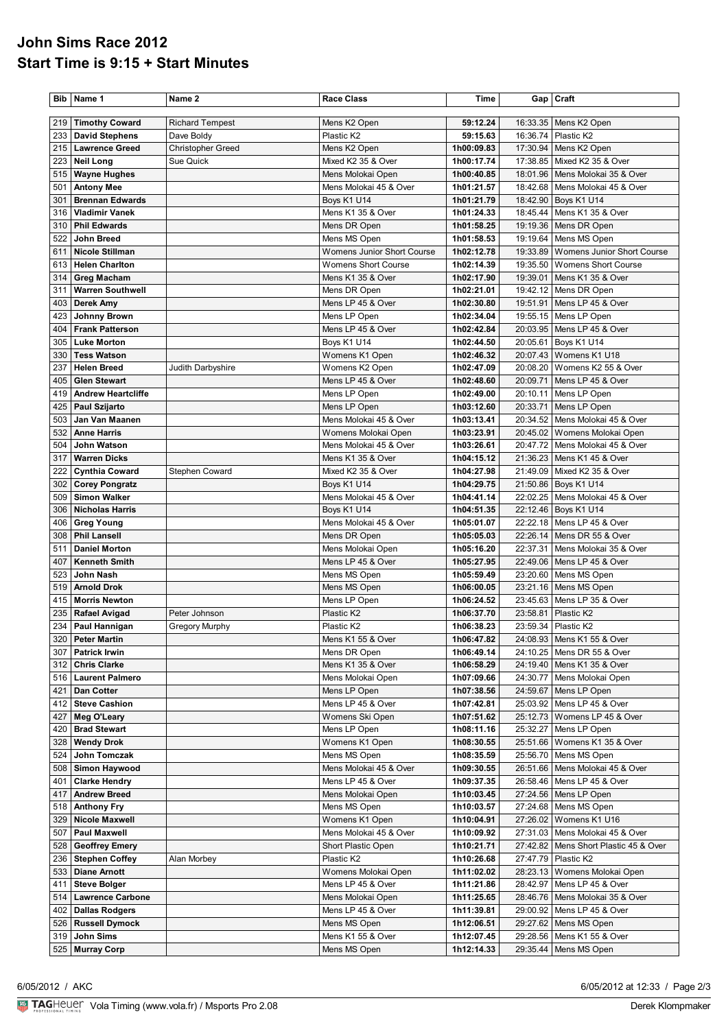# John Sims Race 2012
# Start Time is 9:15 + Start Minutes

| Bib | Name 1 | Name 2 | Race Class | Time | Gap | Craft |
|---|---|---|---|---|---|---|
| 219 | **Timothy Coward** | Richard Tempest | Mens K2 Open | **59:12.24** | 16:33.35 | Mens K2 Open |
| 233 | **David Stephens** | Dave Boldy | Plastic K2 | **59:15.63** | 16:36.74 | Plastic K2 |
| 215 | **Lawrence Greed** | Christopher Greed | Mens K2 Open | **1h00:09.83** | 17:30.94 | Mens K2 Open |
| 223 | **Neil Long** | Sue Quick | Mixed K2 35 & Over | **1h00:17.74** | 17:38.85 | Mixed K2 35 & Over |
| 515 | **Wayne Hughes** | | Mens Molokai Open | **1h00:40.85** | 18:01.96 | Mens Molokai 35 & Over |
| 501 | **Antony Mee** | | Mens Molokai 45 & Over | **1h01:21.57** | 18:42.68 | Mens Molokai 45 & Over |
| 301 | **Brennan Edwards** | | Boys K1 U14 | **1h01:21.79** | 18:42.90 | Boys K1 U14 |
| 316 | **Vladimir Vanek** | | Mens K1 35 & Over | **1h01:24.33** | 18:45.44 | Mens K1 35 & Over |
| 310 | **Phil Edwards** | | Mens DR Open | **1h01:58.25** | 19:19.36 | Mens DR Open |
| 522 | **John Breed** | | Mens MS Open | **1h01:58.53** | 19:19.64 | Mens MS Open |
| 611 | **Nicole Stillman** | | Womens Junior Short Course | **1h02:12.78** | 19:33.89 | Womens Junior Short Course |
| 613 | **Helen Charlton** | | Womens Short Course | **1h02:14.39** | 19:35.50 | Womens Short Course |
| 314 | **Greg Macham** | | Mens K1 35 & Over | **1h02:17.90** | 19:39.01 | Mens K1 35 & Over |
| 311 | **Warren Southwell** | | Mens DR Open | **1h02:21.01** | 19:42.12 | Mens DR Open |
| 403 | **Derek Amy** | | Mens LP 45 & Over | **1h02:30.80** | 19:51.91 | Mens LP 45 & Over |
| 423 | **Johnny Brown** | | Mens LP Open | **1h02:34.04** | 19:55.15 | Mens LP Open |
| 404 | **Frank Patterson** | | Mens LP 45 & Over | **1h02:42.84** | 20:03.95 | Mens LP 45 & Over |
| 305 | **Luke Morton** | | Boys K1 U14 | **1h02:44.50** | 20:05.61 | Boys K1 U14 |
| 330 | **Tess Watson** | | Womens K1 Open | **1h02:46.32** | 20:07.43 | Womens K1 U18 |
| 237 | **Helen Breed** | Judith Darbyshire | Womens K2 Open | **1h02:47.09** | 20:08.20 | Womens K2 55 & Over |
| 405 | **Glen Stewart** | | Mens LP 45 & Over | **1h02:48.60** | 20:09.71 | Mens LP 45 & Over |
| 419 | **Andrew Heartcliffe** | | Mens LP Open | **1h02:49.00** | 20:10.11 | Mens LP Open |
| 425 | **Paul Szijarto** | | Mens LP Open | **1h03:12.60** | 20:33.71 | Mens LP Open |
| 503 | **Jan Van Maanen** | | Mens Molokai 45 & Over | **1h03:13.41** | 20:34.52 | Mens Molokai 45 & Over |
| 532 | **Anne Harris** | | Womens Molokai Open | **1h03:23.91** | 20:45.02 | Womens Molokai Open |
| 504 | **John Watson** | | Mens Molokai 45 & Over | **1h03:26.61** | 20:47.72 | Mens Molokai 45 & Over |
| 317 | **Warren Dicks** | | Mens K1 35 & Over | **1h04:15.12** | 21:36.23 | Mens K1 45 & Over |
| 222 | **Cynthia Coward** | Stephen Coward | Mixed K2 35 & Over | **1h04:27.98** | 21:49.09 | Mixed K2 35 & Over |
| 302 | **Corey Pongratz** | | Boys K1 U14 | **1h04:29.75** | 21:50.86 | Boys K1 U14 |
| 509 | **Simon Walker** | | Mens Molokai 45 & Over | **1h04:41.14** | 22:02.25 | Mens Molokai 45 & Over |
| 306 | **Nicholas Harris** | | Boys K1 U14 | **1h04:51.35** | 22:12.46 | Boys K1 U14 |
| 406 | **Greg Young** | | Mens Molokai 45 & Over | **1h05:01.07** | 22:22.18 | Mens LP 45 & Over |
| 308 | **Phil Lansell** | | Mens DR Open | **1h05:05.03** | 22:26.14 | Mens DR 55 & Over |
| 511 | **Daniel Morton** | | Mens Molokai Open | **1h05:16.20** | 22:37.31 | Mens Molokai 35 & Over |
| 407 | **Kenneth Smith** | | Mens LP 45 & Over | **1h05:27.95** | 22:49.06 | Mens LP 45 & Over |
| 523 | **John Nash** | | Mens MS Open | **1h05:59.49** | 23:20.60 | Mens MS Open |
| 519 | **Arnold Drok** | | Mens MS Open | **1h06:00.05** | 23:21.16 | Mens MS Open |
| 415 | **Morris Newton** | | Mens LP Open | **1h06:24.52** | 23:45.63 | Mens LP 35 & Over |
| 235 | **Rafael Avigad** | Peter Johnson | Plastic K2 | **1h06:37.70** | 23:58.81 | Plastic K2 |
| 234 | **Paul Hannigan** | Gregory Murphy | Plastic K2 | **1h06:38.23** | 23:59.34 | Plastic K2 |
| 320 | **Peter Martin** | | Mens K1 55 & Over | **1h06:47.82** | 24:08.93 | Mens K1 55 & Over |
| 307 | **Patrick Irwin** | | Mens DR Open | **1h06:49.14** | 24:10.25 | Mens DR 55 & Over |
| 312 | **Chris Clarke** | | Mens K1 35 & Over | **1h06:58.29** | 24:19.40 | Mens K1 35 & Over |
| 516 | **Laurent Palmero** | | Mens Molokai Open | **1h07:09.66** | 24:30.77 | Mens Molokai Open |
| 421 | **Dan Cotter** | | Mens LP Open | **1h07:38.56** | 24:59.67 | Mens LP Open |
| 412 | **Steve Cashion** | | Mens LP 45 & Over | **1h07:42.81** | 25:03.92 | Mens LP 45 & Over |
| 427 | **Meg O'Leary** | | Womens Ski Open | **1h07:51.62** | 25:12.73 | Womens LP 45 & Over |
| 420 | **Brad Stewart** | | Mens LP Open | **1h08:11.16** | 25:32.27 | Mens LP Open |
| 328 | **Wendy Drok** | | Womens K1 Open | **1h08:30.55** | 25:51.66 | Womens K1 35 & Over |
| 524 | **John Tomczak** | | Mens MS Open | **1h08:35.59** | 25:56.70 | Mens MS Open |
| 508 | **Simon Haywood** | | Mens Molokai 45 & Over | **1h09:30.55** | 26:51.66 | Mens Molokai 45 & Over |
| 401 | **Clarke Hendry** | | Mens LP 45 & Over | **1h09:37.35** | 26:58.46 | Mens LP 45 & Over |
| 417 | **Andrew Breed** | | Mens Molokai Open | **1h10:03.45** | 27:24.56 | Mens LP Open |
| 518 | **Anthony Fry** | | Mens MS Open | **1h10:03.57** | 27:24.68 | Mens MS Open |
| 329 | **Nicole Maxwell** | | Womens K1 Open | **1h10:04.91** | 27:26.02 | Womens K1 U16 |
| 507 | **Paul Maxwell** | | Mens Molokai 45 & Over | **1h10:09.92** | 27:31.03 | Mens Molokai 45 & Over |
| 528 | **Geoffrey Emery** | | Short Plastic Open | **1h10:21.71** | 27:42.82 | Mens Short Plastic 45 & Over |
| 236 | **Stephen Coffey** | Alan Morbey | Plastic K2 | **1h10:26.68** | 27:47.79 | Plastic K2 |
| 533 | **Diane Arnott** | | Womens Molokai Open | **1h11:02.02** | 28:23.13 | Womens Molokai Open |
| 411 | **Steve Bolger** | | Mens LP 45 & Over | **1h11:21.86** | 28:42.97 | Mens LP 45 & Over |
| 514 | **Lawrence Carbone** | | Mens Molokai Open | **1h11:25.65** | 28:46.76 | Mens Molokai 35 & Over |
| 402 | **Dallas Rodgers** | | Mens LP 45 & Over | **1h11:39.81** | 29:00.92 | Mens LP 45 & Over |
| 526 | **Russell Dymock** | | Mens MS Open | **1h12:06.51** | 29:27.62 | Mens MS Open |
| 319 | **John Sims** | | Mens K1 55 & Over | **1h12:07.45** | 29:28.56 | Mens K1 55 & Over |
| 525 | **Murray Corp** | | Mens MS Open | **1h12:14.33** | 29:35.44 | Mens MS Open |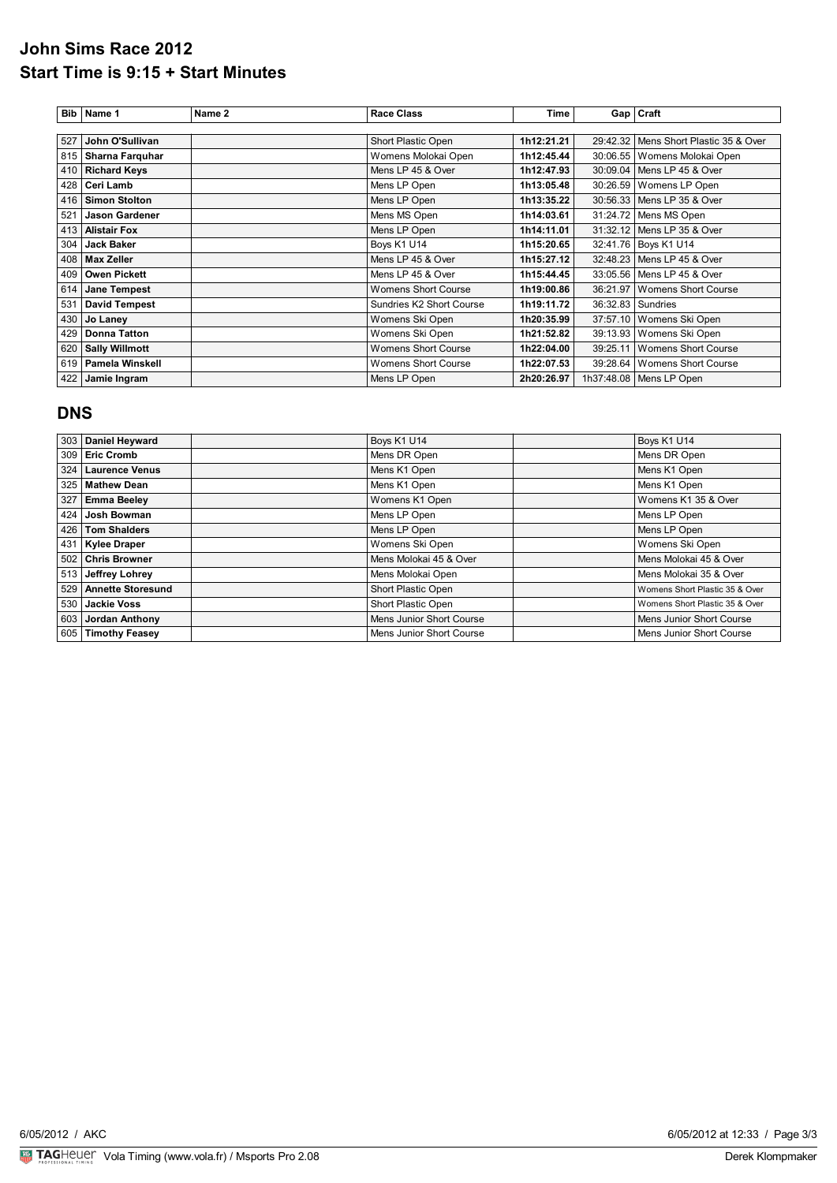# John Sims Race 2012
# Start Time is 9:15 + Start Minutes

| Bib | Name 1 | Name 2 | Race Class | Time | Gap | Craft |
|---|---|---|---|---|---|---|
| 527 | **John O'Sullivan** | | Short Plastic Open | **1h12:21.21** | 29:42.32 | Mens Short Plastic 35 & Over |
| 815 | **Sharna Farquhar** | | Womens Molokai Open | **1h12:45.44** | 30:06.55 | Womens Molokai Open |
| 410 | **Richard Keys** | | Mens LP 45 & Over | **1h12:47.93** | 30:09.04 | Mens LP 45 & Over |
| 428 | **Ceri Lamb** | | Mens LP Open | **1h13:05.48** | 30:26.59 | Womens LP Open |
| 416 | **Simon Stolton** | | Mens LP Open | **1h13:35.22** | 30:56.33 | Mens LP 35 & Over |
| 521 | **Jason Gardener** | | Mens MS Open | **1h14:03.61** | 31:24.72 | Mens MS Open |
| 413 | **Alistair Fox** | | Mens LP Open | **1h14:11.01** | 31:32.12 | Mens LP 35 & Over |
| 304 | **Jack Baker** | | Boys K1 U14 | **1h15:20.65** | 32:41.76 | Boys K1 U14 |
| 408 | **Max Zeller** | | Mens LP 45 & Over | **1h15:27.12** | 32:48.23 | Mens LP 45 & Over |
| 409 | **Owen Pickett** | | Mens LP 45 & Over | **1h15:44.45** | 33:05.56 | Mens LP 45 & Over |
| 614 | **Jane Tempest** | | Womens Short Course | **1h19:00.86** | 36:21.97 | Womens Short Course |
| 531 | **David Tempest** | | Sundries K2 Short Course | **1h19:11.72** | 36:32.83 | Sundries |
| 430 | **Jo Laney** | | Womens Ski Open | **1h20:35.99** | 37:57.10 | Womens Ski Open |
| 429 | **Donna Tatton** | | Womens Ski Open | **1h21:52.82** | 39:13.93 | Womens Ski Open |
| 620 | **Sally Willmott** | | Womens Short Course | **1h22:04.00** | 39:25.11 | Womens Short Course |
| 619 | **Pamela Winskell** | | Womens Short Course | **1h22:07.53** | 39:28.64 | Womens Short Course |
| 422 | **Jamie Ingram** | | Mens LP Open | **2h20:26.97** | 1h37:48.08 | Mens LP Open |

## DNS

| | | | | | |
|---|---|---|---|---|---|
| 303 | **Daniel Heyward** | | Boys K1 U14 | | Boys K1 U14 |
| 309 | **Eric Cromb** | | Mens DR Open | | Mens DR Open |
| 324 | **Laurence Venus** | | Mens K1 Open | | Mens K1 Open |
| 325 | **Mathew Dean** | | Mens K1 Open | | Mens K1 Open |
| 327 | **Emma Beeley** | | Womens K1 Open | | Womens K1 35 & Over |
| 424 | **Josh Bowman** | | Mens LP Open | | Mens LP Open |
| 426 | **Tom Shalders** | | Mens LP Open | | Mens LP Open |
| 431 | **Kylee Draper** | | Womens Ski Open | | Womens Ski Open |
| 502 | **Chris Browner** | | Mens Molokai 45 & Over | | Mens Molokai 45 & Over |
| 513 | **Jeffrey Lohrey** | | Mens Molokai Open | | Mens Molokai 35 & Over |
| 529 | **Annette Storesund** | | Short Plastic Open | | Womens Short Plastic 35 & Over |
| 530 | **Jackie Voss** | | Short Plastic Open | | Womens Short Plastic 35 & Over |
| 603 | **Jordan Anthony** | | Mens Junior Short Course | | Mens Junior Short Course |
| 605 | **Timothy Feasey** | | Mens Junior Short Course | | Mens Junior Short Course |

6/05/2012 / AKC

6/05/2012 at 12:33

Vola Timing (www.vola.fr) / Msports Pro 2.08

Derek Klompmaker